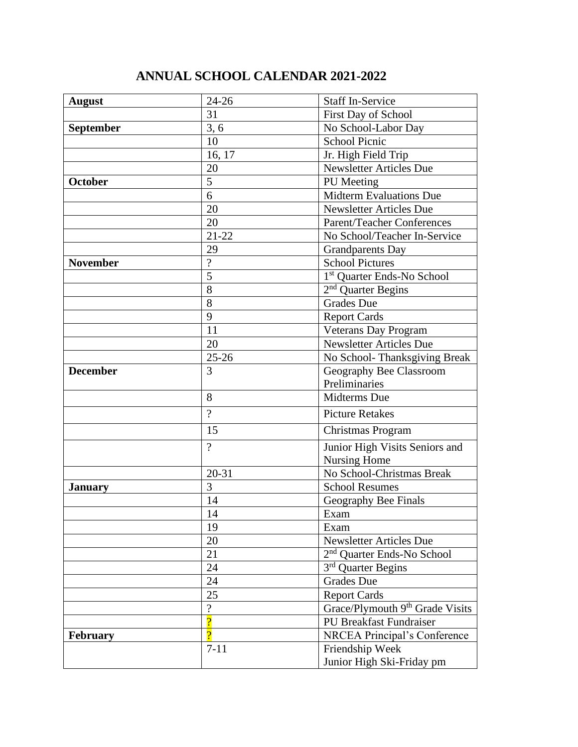# ANNUAL SCHOOL CALENDAR 2021-2022

| | | |
|---|---|---|
| **August** | 24-26 | Staff In-Service |
| | 31 | First Day of School |
| **September** | 3, 6 | No School-Labor Day |
| | 10 | School Picnic |
| | 16, 17 | Jr. High Field Trip |
| | 20 | Newsletter Articles Due |
| **October** | 5 | PU Meeting |
| | 6 | Midterm Evaluations Due |
| | 20 | Newsletter Articles Due |
| | 20 | Parent/Teacher Conferences |
| | 21-22 | No School/Teacher In-Service |
| | 29 | Grandparents Day |
| **November** | ? | School Pictures |
| | 5 | 1st Quarter Ends-No School |
| | 8 | 2nd Quarter Begins |
| | 8 | Grades Due |
| | 9 | Report Cards |
| | 11 | Veterans Day Program |
| | 20 | Newsletter Articles Due |
| | 25-26 | No School- Thanksgiving Break |
| **December** | 3 | Geography Bee Classroom Preliminaries |
| | 8 | Midterms Due |
| | ? | Picture Retakes |
| | 15 | Christmas Program |
| | ? | Junior High Visits Seniors and Nursing Home |
| | 20-31 | No School-Christmas Break |
| **January** | 3 | School Resumes |
| | 14 | Geography Bee Finals |
| | 14 | Exam |
| | 19 | Exam |
| | 20 | Newsletter Articles Due |
| | 21 | 2nd Quarter Ends-No School |
| | 24 | 3rd Quarter Begins |
| | 24 | Grades Due |
| | 25 | Report Cards |
| | ? | Grace/Plymouth 9th Grade Visits |
| | ? | PU Breakfast Fundraiser |
| **February** | ? | NRCEA Principal's Conference |
| | 7-11 | Friendship Week<br>Junior High Ski-Friday pm |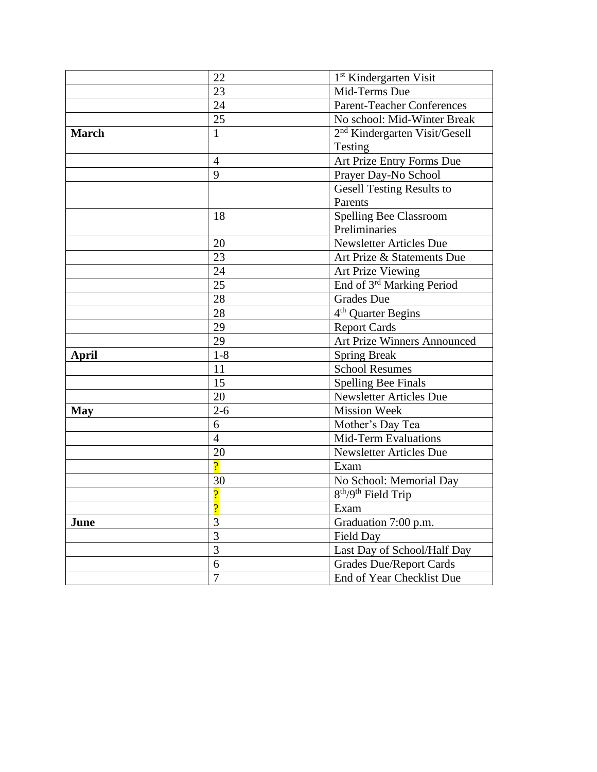| | | |
|---|---|---|
| | 22 | 1st Kindergarten Visit |
| | 23 | Mid-Terms Due |
| | 24 | Parent-Teacher Conferences |
| | 25 | No school: Mid-Winter Break |
| **March** | 1 | 2nd Kindergarten Visit/Gesell Testing |
| | 4 | Art Prize Entry Forms Due |
| | 9 | Prayer Day-No School |
| | | Gesell Testing Results to Parents |
| | 18 | Spelling Bee Classroom Preliminaries |
| | 20 | Newsletter Articles Due |
| | 23 | Art Prize & Statements Due |
| | 24 | Art Prize Viewing |
| | 25 | End of 3rd Marking Period |
| | 28 | Grades Due |
| | 28 | 4th Quarter Begins |
| | 29 | Report Cards |
| | 29 | Art Prize Winners Announced |
| **April** | 1-8 | Spring Break |
| | 11 | School Resumes |
| | 15 | Spelling Bee Finals |
| | 20 | Newsletter Articles Due |
| **May** | 2-6 | Mission Week |
| | 6 | Mother's Day Tea |
| | 4 | Mid-Term Evaluations |
| | 20 | Newsletter Articles Due |
| | ? | Exam |
| | 30 | No School: Memorial Day |
| | ? | 8th/9th Field Trip |
| | ? | Exam |
| **June** | 3 | Graduation 7:00 p.m. |
| | 3 | Field Day |
| | 3 | Last Day of School/Half Day |
| | 6 | Grades Due/Report Cards |
| | 7 | End of Year Checklist Due |